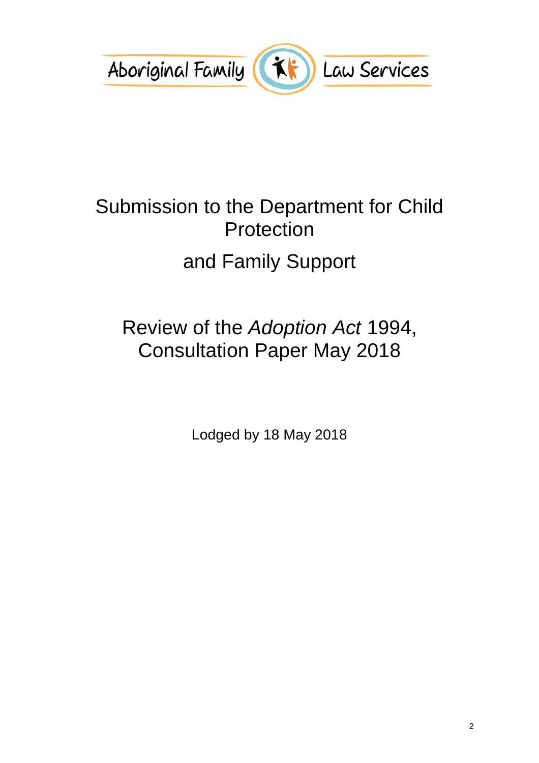Aboriginal Family Law Services

# Submission to the Department for Child Protection and Family Support

# Review of the *Adoption Act* 1994, Consultation Paper May 2018

Lodged by 18 May 2018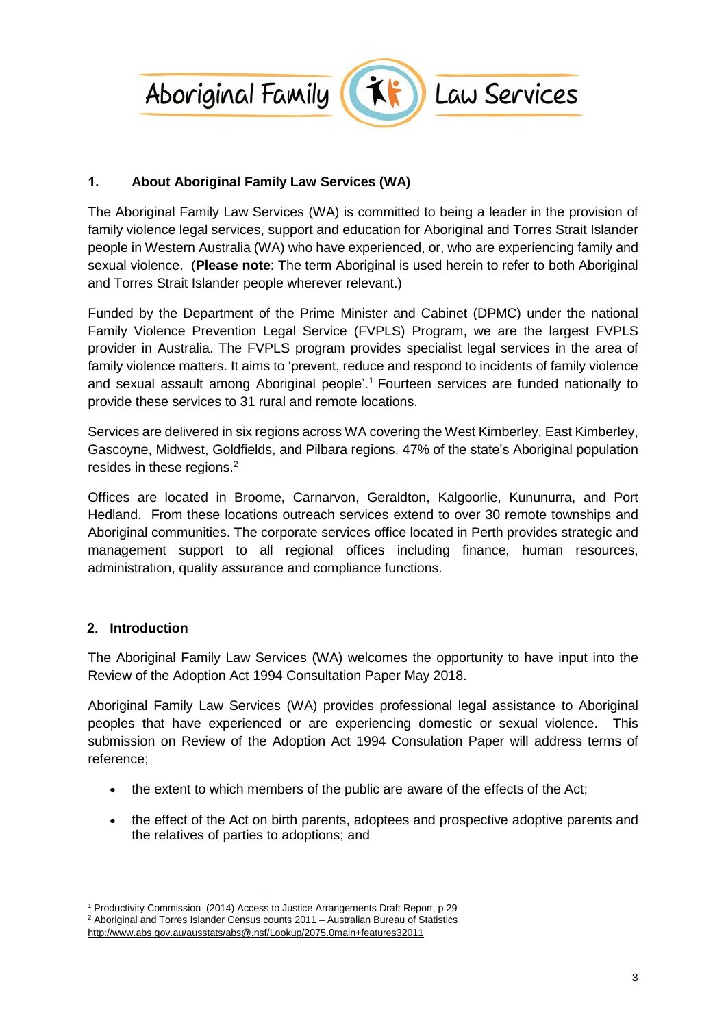Aboriginal Family Law Services

## 1. About Aboriginal Family Law Services (WA)

The Aboriginal Family Law Services (WA) is committed to being a leader in the provision of family violence legal services, support and education for Aboriginal and Torres Strait Islander people in Western Australia (WA) who have experienced, or, who are experiencing family and sexual violence. (**Please note**: The term Aboriginal is used herein to refer to both Aboriginal and Torres Strait Islander people wherever relevant.)

Funded by the Department of the Prime Minister and Cabinet (DPMC) under the national Family Violence Prevention Legal Service (FVPLS) Program, we are the largest FVPLS provider in Australia. The FVPLS program provides specialist legal services in the area of family violence matters. It aims to 'prevent, reduce and respond to incidents of family violence and sexual assault among Aboriginal people'.[1] Fourteen services are funded nationally to provide these services to 31 rural and remote locations.

Services are delivered in six regions across WA covering the West Kimberley, East Kimberley, Gascoyne, Midwest, Goldfields, and Pilbara regions. 47% of the state's Aboriginal population resides in these regions.[2]

Offices are located in Broome, Carnarvon, Geraldton, Kalgoorlie, Kununurra, and Port Hedland. From these locations outreach services extend to over 30 remote townships and Aboriginal communities. The corporate services office located in Perth provides strategic and management support to all regional offices including finance, human resources, administration, quality assurance and compliance functions.

## 2. Introduction

The Aboriginal Family Law Services (WA) welcomes the opportunity to have input into the Review of the Adoption Act 1994 Consultation Paper May 2018.

Aboriginal Family Law Services (WA) provides professional legal assistance to Aboriginal peoples that have experienced or are experiencing domestic or sexual violence. This submission on Review of the Adoption Act 1994 Consulation Paper will address terms of reference;

- the extent to which members of the public are aware of the effects of the Act;
- the effect of the Act on birth parents, adoptees and prospective adoptive parents and the relatives of parties to adoptions; and

---

[1] Productivity Commission (2014) Access to Justice Arrangements Draft Report, p 29

[2] Aboriginal and Torres Islander Census counts 2011 – Australian Bureau of Statistics http://www.abs.gov.au/ausstats/abs@.nsf/Lookup/2075.0main+features32011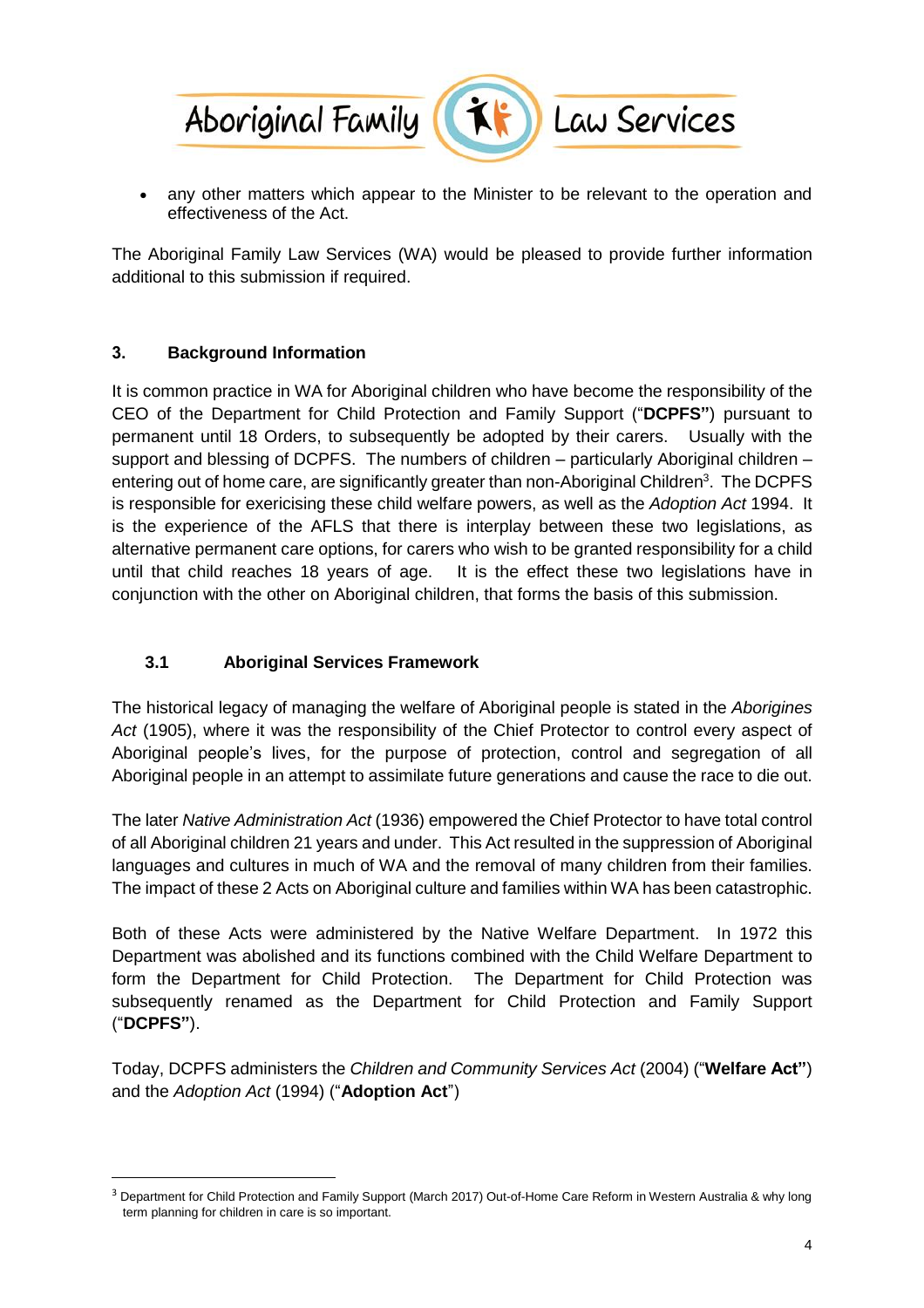- any other matters which appear to the Minister to be relevant to the operation and effectiveness of the Act.

The Aboriginal Family Law Services (WA) would be pleased to provide further information additional to this submission if required.

## 3. Background Information

It is common practice in WA for Aboriginal children who have become the responsibility of the CEO of the Department for Child Protection and Family Support ("**DCPFS"**) pursuant to permanent until 18 Orders, to subsequently be adopted by their carers. Usually with the support and blessing of DCPFS. The numbers of children – particularly Aboriginal children – entering out of home care, are significantly greater than non-Aboriginal Children[3]. The DCPFS is responsible for exericising these child welfare powers, as well as the *Adoption Act* 1994. It is the experience of the AFLS that there is interplay between these two legislations, as alternative permanent care options, for carers who wish to be granted responsibility for a child until that child reaches 18 years of age. It is the effect these two legislations have in conjunction with the other on Aboriginal children, that forms the basis of this submission.

### 3.1 Aboriginal Services Framework

The historical legacy of managing the welfare of Aboriginal people is stated in the *Aborigines Act* (1905), where it was the responsibility of the Chief Protector to control every aspect of Aboriginal people's lives, for the purpose of protection, control and segregation of all Aboriginal people in an attempt to assimilate future generations and cause the race to die out.

The later *Native Administration Act* (1936) empowered the Chief Protector to have total control of all Aboriginal children 21 years and under. This Act resulted in the suppression of Aboriginal languages and cultures in much of WA and the removal of many children from their families. The impact of these 2 Acts on Aboriginal culture and families within WA has been catastrophic.

Both of these Acts were administered by the Native Welfare Department. In 1972 this Department was abolished and its functions combined with the Child Welfare Department to form the Department for Child Protection. The Department for Child Protection was subsequently renamed as the Department for Child Protection and Family Support ("**DCPFS"**).

Today, DCPFS administers the *Children and Community Services Act* (2004) ("**Welfare Act"**) and the *Adoption Act* (1994) ("**Adoption Act**")

---

[3] Department for Child Protection and Family Support (March 2017) Out-of-Home Care Reform in Western Australia & why long term planning for children in care is so important.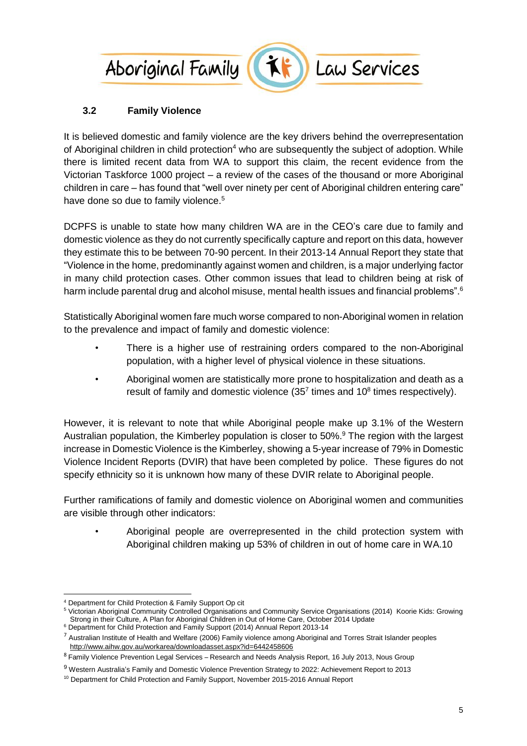### 3.2 Family Violence

It is believed domestic and family violence are the key drivers behind the overrepresentation of Aboriginal children in child protection[4] who are subsequently the subject of adoption. While there is limited recent data from WA to support this claim, the recent evidence from the Victorian Taskforce 1000 project – a review of the cases of the thousand or more Aboriginal children in care – has found that "well over ninety per cent of Aboriginal children entering care" have done so due to family violence.[5]

DCPFS is unable to state how many children WA are in the CEO's care due to family and domestic violence as they do not currently specifically capture and report on this data, however they estimate this to be between 70-90 percent. In their 2013-14 Annual Report they state that "Violence in the home, predominantly against women and children, is a major underlying factor in many child protection cases. Other common issues that lead to children being at risk of harm include parental drug and alcohol misuse, mental health issues and financial problems".[6]

Statistically Aboriginal women fare much worse compared to non-Aboriginal women in relation to the prevalence and impact of family and domestic violence:

- There is a higher use of restraining orders compared to the non-Aboriginal population, with a higher level of physical violence in these situations.
- Aboriginal women are statistically more prone to hospitalization and death as a result of family and domestic violence (35[7] times and 10[8] times respectively).

However, it is relevant to note that while Aboriginal people make up 3.1% of the Western Australian population, the Kimberley population is closer to 50%.[9] The region with the largest increase in Domestic Violence is the Kimberley, showing a 5-year increase of 79% in Domestic Violence Incident Reports (DVIR) that have been completed by police. These figures do not specify ethnicity so it is unknown how many of these DVIR relate to Aboriginal people.

Further ramifications of family and domestic violence on Aboriginal women and communities are visible through other indicators:

- Aboriginal people are overrepresented in the child protection system with Aboriginal children making up 53% of children in out of home care in WA.10

---

[4] Department for Child Protection & Family Support Op cit

[5] Victorian Aboriginal Community Controlled Organisations and Community Service Organisations (2014) Koorie Kids: Growing Strong in their Culture, A Plan for Aboriginal Children in Out of Home Care, October 2014 Update

[6] Department for Child Protection and Family Support (2014) Annual Report 2013-14

[7] Australian Institute of Health and Welfare (2006) Family violence among Aboriginal and Torres Strait Islander peoples http://www.aihw.gov.au/workarea/downloadasset.aspx?id=6442458606

[8] Family Violence Prevention Legal Services – Research and Needs Analysis Report, 16 July 2013, Nous Group

[9] Western Australia's Family and Domestic Violence Prevention Strategy to 2022: Achievement Report to 2013

[10] Department for Child Protection and Family Support, November 2015-2016 Annual Report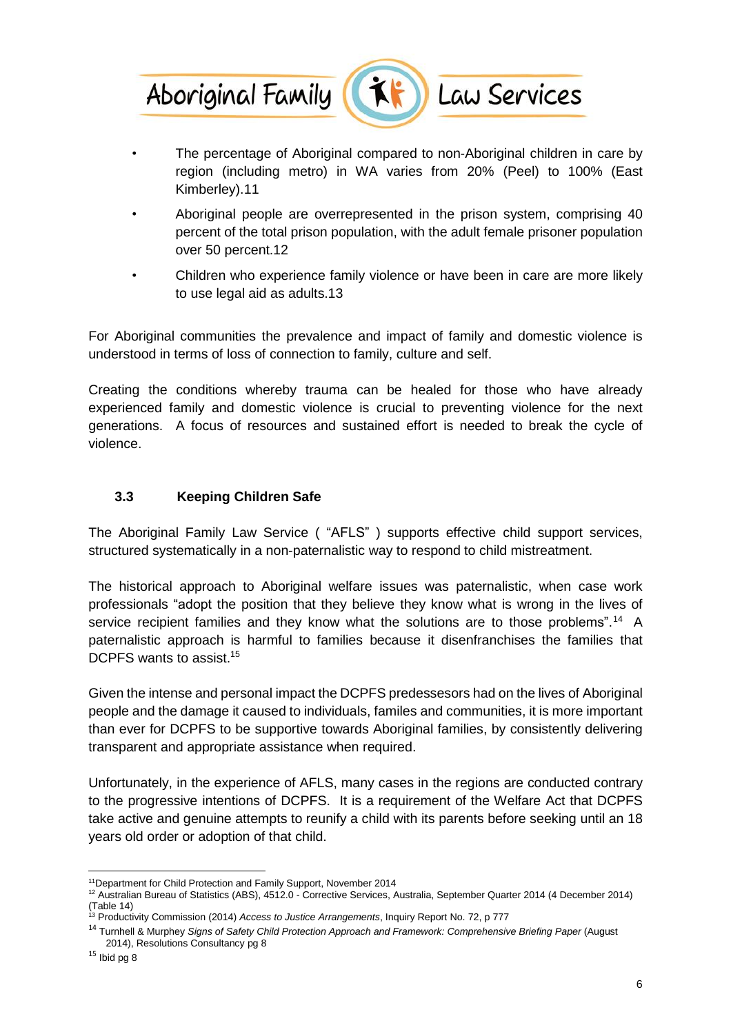- The percentage of Aboriginal compared to non-Aboriginal children in care by region (including metro) in WA varies from 20% (Peel) to 100% (East Kimberley).11
- Aboriginal people are overrepresented in the prison system, comprising 40 percent of the total prison population, with the adult female prisoner population over 50 percent.12
- Children who experience family violence or have been in care are more likely to use legal aid as adults.13

For Aboriginal communities the prevalence and impact of family and domestic violence is understood in terms of loss of connection to family, culture and self.

Creating the conditions whereby trauma can be healed for those who have already experienced family and domestic violence is crucial to preventing violence for the next generations. A focus of resources and sustained effort is needed to break the cycle of violence.

### 3.3 Keeping Children Safe

The Aboriginal Family Law Service ( "AFLS" ) supports effective child support services, structured systematically in a non-paternalistic way to respond to child mistreatment.

The historical approach to Aboriginal welfare issues was paternalistic, when case work professionals "adopt the position that they believe they know what is wrong in the lives of service recipient families and they know what the solutions are to those problems".[14] A paternalistic approach is harmful to families because it disenfranchises the families that DCPFS wants to assist.[15]

Given the intense and personal impact the DCPFS predessesors had on the lives of Aboriginal people and the damage it caused to individuals, familes and communities, it is more important than ever for DCPFS to be supportive towards Aboriginal families, by consistently delivering transparent and appropriate assistance when required.

Unfortunately, in the experience of AFLS, many cases in the regions are conducted contrary to the progressive intentions of DCPFS. It is a requirement of the Welfare Act that DCPFS take active and genuine attempts to reunify a child with its parents before seeking until an 18 years old order or adoption of that child.

---

[11] Department for Child Protection and Family Support, November 2014

[12] Australian Bureau of Statistics (ABS), 4512.0 - Corrective Services, Australia, September Quarter 2014 (4 December 2014) (Table 14)

[13] Productivity Commission (2014) *Access to Justice Arrangements*, Inquiry Report No. 72, p 777

[14] Turnhell & Murphey *Signs of Safety Child Protection Approach and Framework: Comprehensive Briefing Paper* (August 2014), Resolutions Consultancy pg 8

[15] Ibid pg 8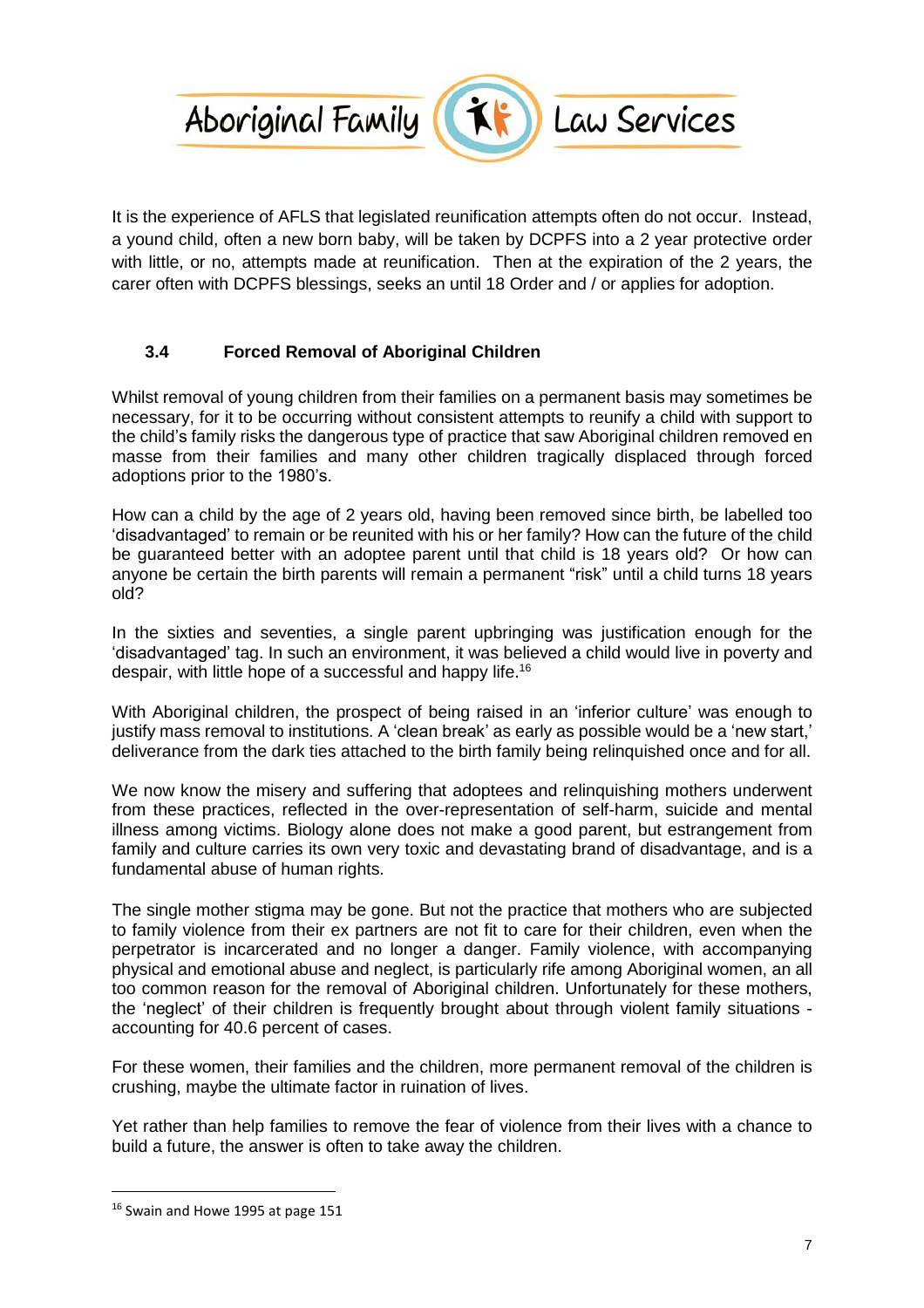It is the experience of AFLS that legislated reunification attempts often do not occur. Instead, a yound child, often a new born baby, will be taken by DCPFS into a 2 year protective order with little, or no, attempts made at reunification. Then at the expiration of the 2 years, the carer often with DCPFS blessings, seeks an until 18 Order and / or applies for adoption.

### 3.4 Forced Removal of Aboriginal Children

Whilst removal of young children from their families on a permanent basis may sometimes be necessary, for it to be occurring without consistent attempts to reunify a child with support to the child's family risks the dangerous type of practice that saw Aboriginal children removed en masse from their families and many other children tragically displaced through forced adoptions prior to the 1980's.

How can a child by the age of 2 years old, having been removed since birth, be labelled too 'disadvantaged' to remain or be reunited with his or her family? How can the future of the child be guaranteed better with an adoptee parent until that child is 18 years old? Or how can anyone be certain the birth parents will remain a permanent "risk" until a child turns 18 years old?

In the sixties and seventies, a single parent upbringing was justification enough for the 'disadvantaged' tag. In such an environment, it was believed a child would live in poverty and despair, with little hope of a successful and happy life.[16]

With Aboriginal children, the prospect of being raised in an 'inferior culture' was enough to justify mass removal to institutions. A 'clean break' as early as possible would be a 'new start,' deliverance from the dark ties attached to the birth family being relinquished once and for all.

We now know the misery and suffering that adoptees and relinquishing mothers underwent from these practices, reflected in the over-representation of self-harm, suicide and mental illness among victims. Biology alone does not make a good parent, but estrangement from family and culture carries its own very toxic and devastating brand of disadvantage, and is a fundamental abuse of human rights.

The single mother stigma may be gone. But not the practice that mothers who are subjected to family violence from their ex partners are not fit to care for their children, even when the perpetrator is incarcerated and no longer a danger. Family violence, with accompanying physical and emotional abuse and neglect, is particularly rife among Aboriginal women, an all too common reason for the removal of Aboriginal children. Unfortunately for these mothers, the 'neglect' of their children is frequently brought about through violent family situations - accounting for 40.6 percent of cases.

For these women, their families and the children, more permanent removal of the children is crushing, maybe the ultimate factor in ruination of lives.

Yet rather than help families to remove the fear of violence from their lives with a chance to build a future, the answer is often to take away the children.

---

[16] Swain and Howe 1995 at page 151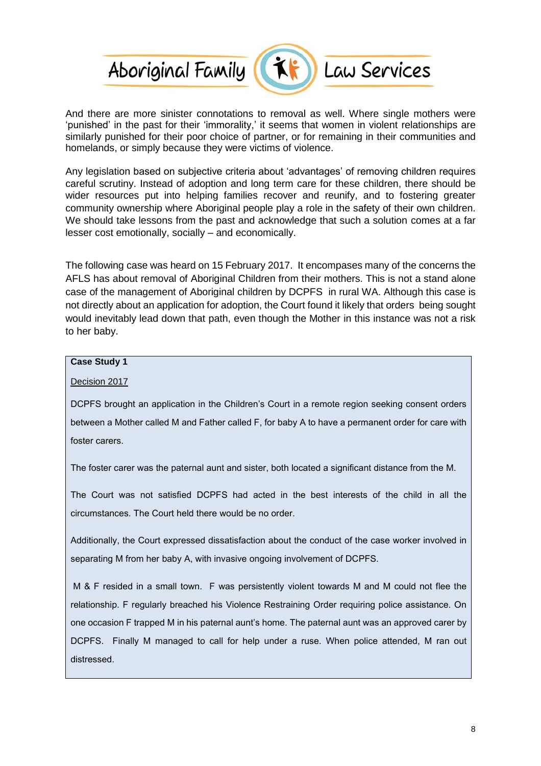And there are more sinister connotations to removal as well. Where single mothers were 'punished' in the past for their 'immorality,' it seems that women in violent relationships are similarly punished for their poor choice of partner, or for remaining in their communities and homelands, or simply because they were victims of violence.

Any legislation based on subjective criteria about 'advantages' of removing children requires careful scrutiny. Instead of adoption and long term care for these children, there should be wider resources put into helping families recover and reunify, and to fostering greater community ownership where Aboriginal people play a role in the safety of their own children. We should take lessons from the past and acknowledge that such a solution comes at a far lesser cost emotionally, socially – and economically.

The following case was heard on 15 February 2017. It encompases many of the concerns the AFLS has about removal of Aboriginal Children from their mothers. This is not a stand alone case of the management of Aboriginal children by DCPFS in rural WA. Although this case is not directly about an application for adoption, the Court found it likely that orders being sought would inevitably lead down that path, even though the Mother in this instance was not a risk to her baby.

**Case Study 1**

Decision 2017

DCPFS brought an application in the Children's Court in a remote region seeking consent orders between a Mother called M and Father called F, for baby A to have a permanent order for care with foster carers.

The foster carer was the paternal aunt and sister, both located a significant distance from the M.

The Court was not satisfied DCPFS had acted in the best interests of the child in all the circumstances. The Court held there would be no order.

Additionally, the Court expressed dissatisfaction about the conduct of the case worker involved in separating M from her baby A, with invasive ongoing involvement of DCPFS.

M & F resided in a small town. F was persistently violent towards M and M could not flee the relationship. F regularly breached his Violence Restraining Order requiring police assistance. On one occasion F trapped M in his paternal aunt's home. The paternal aunt was an approved carer by DCPFS. Finally M managed to call for help under a ruse. When police attended, M ran out distressed.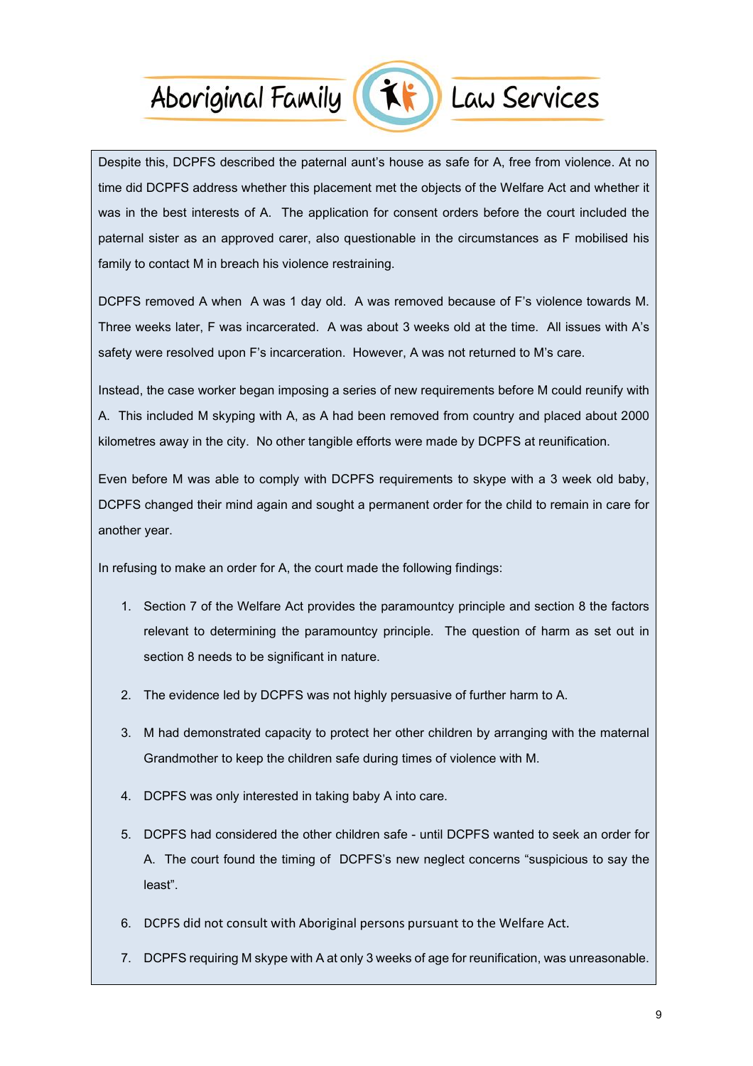Despite this, DCPFS described the paternal aunt's house as safe for A, free from violence. At no time did DCPFS address whether this placement met the objects of the Welfare Act and whether it was in the best interests of A. The application for consent orders before the court included the paternal sister as an approved carer, also questionable in the circumstances as F mobilised his family to contact M in breach his violence restraining.

DCPFS removed A when A was 1 day old. A was removed because of F's violence towards M. Three weeks later, F was incarcerated. A was about 3 weeks old at the time. All issues with A's safety were resolved upon F's incarceration. However, A was not returned to M's care.

Instead, the case worker began imposing a series of new requirements before M could reunify with A. This included M skyping with A, as A had been removed from country and placed about 2000 kilometres away in the city. No other tangible efforts were made by DCPFS at reunification.

Even before M was able to comply with DCPFS requirements to skype with a 3 week old baby, DCPFS changed their mind again and sought a permanent order for the child to remain in care for another year.

In refusing to make an order for A, the court made the following findings:

1. Section 7 of the Welfare Act provides the paramountcy principle and section 8 the factors relevant to determining the paramountcy principle. The question of harm as set out in section 8 needs to be significant in nature.
2. The evidence led by DCPFS was not highly persuasive of further harm to A.
3. M had demonstrated capacity to protect her other children by arranging with the maternal Grandmother to keep the children safe during times of violence with M.
4. DCPFS was only interested in taking baby A into care.
5. DCPFS had considered the other children safe - until DCPFS wanted to seek an order for A. The court found the timing of DCPFS's new neglect concerns "suspicious to say the least".
6. DCPFS did not consult with Aboriginal persons pursuant to the Welfare Act.
7. DCPFS requiring M skype with A at only 3 weeks of age for reunification, was unreasonable.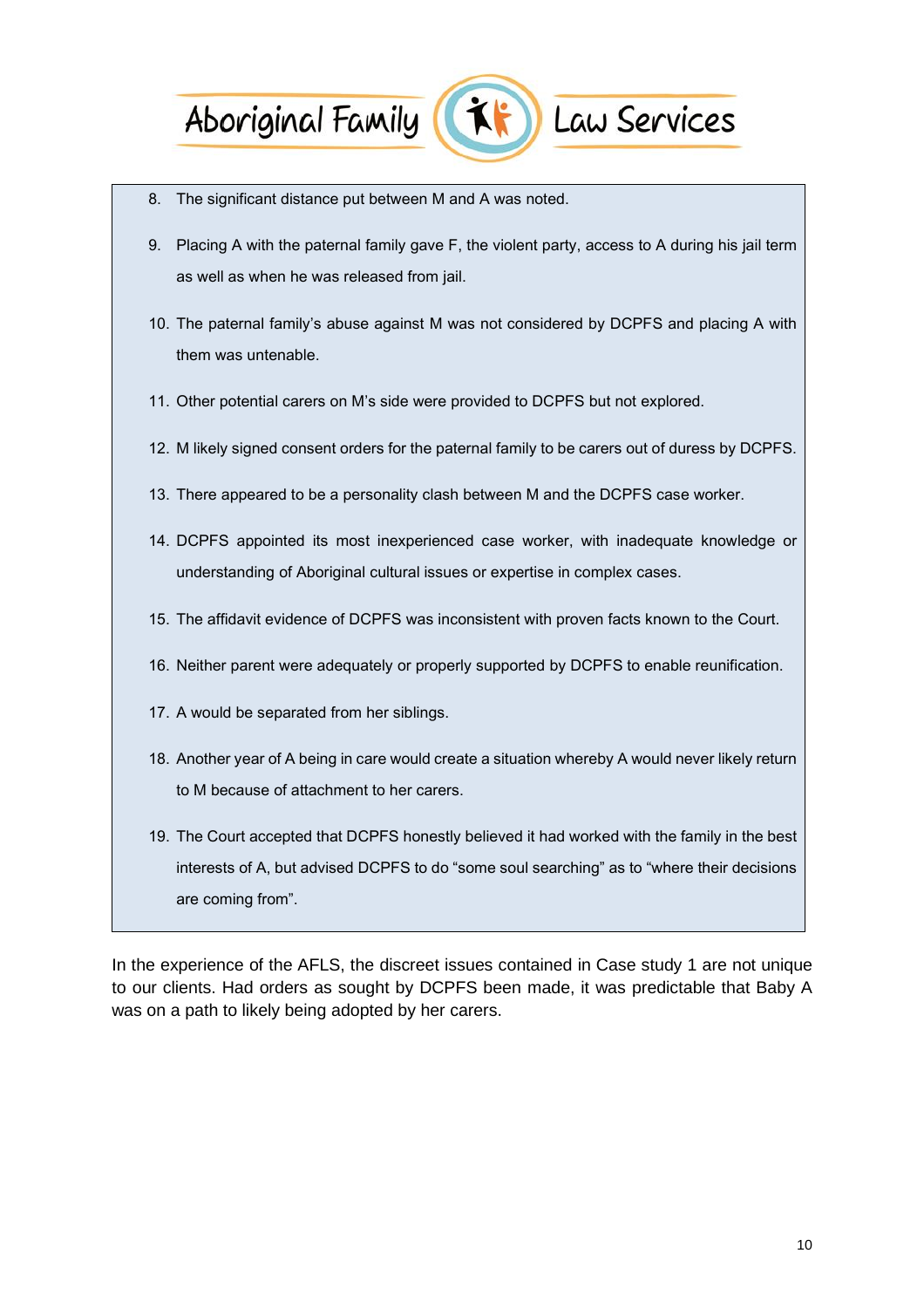8. The significant distance put between M and A was noted.
9. Placing A with the paternal family gave F, the violent party, access to A during his jail term as well as when he was released from jail.
10. The paternal family's abuse against M was not considered by DCPFS and placing A with them was untenable.
11. Other potential carers on M's side were provided to DCPFS but not explored.
12. M likely signed consent orders for the paternal family to be carers out of duress by DCPFS.
13. There appeared to be a personality clash between M and the DCPFS case worker.
14. DCPFS appointed its most inexperienced case worker, with inadequate knowledge or understanding of Aboriginal cultural issues or expertise in complex cases.
15. The affidavit evidence of DCPFS was inconsistent with proven facts known to the Court.
16. Neither parent were adequately or properly supported by DCPFS to enable reunification.
17. A would be separated from her siblings.
18. Another year of A being in care would create a situation whereby A would never likely return to M because of attachment to her carers.
19. The Court accepted that DCPFS honestly believed it had worked with the family in the best interests of A, but advised DCPFS to do "some soul searching" as to "where their decisions are coming from".

In the experience of the AFLS, the discreet issues contained in Case study 1 are not unique to our clients. Had orders as sought by DCPFS been made, it was predictable that Baby A was on a path to likely being adopted by her carers.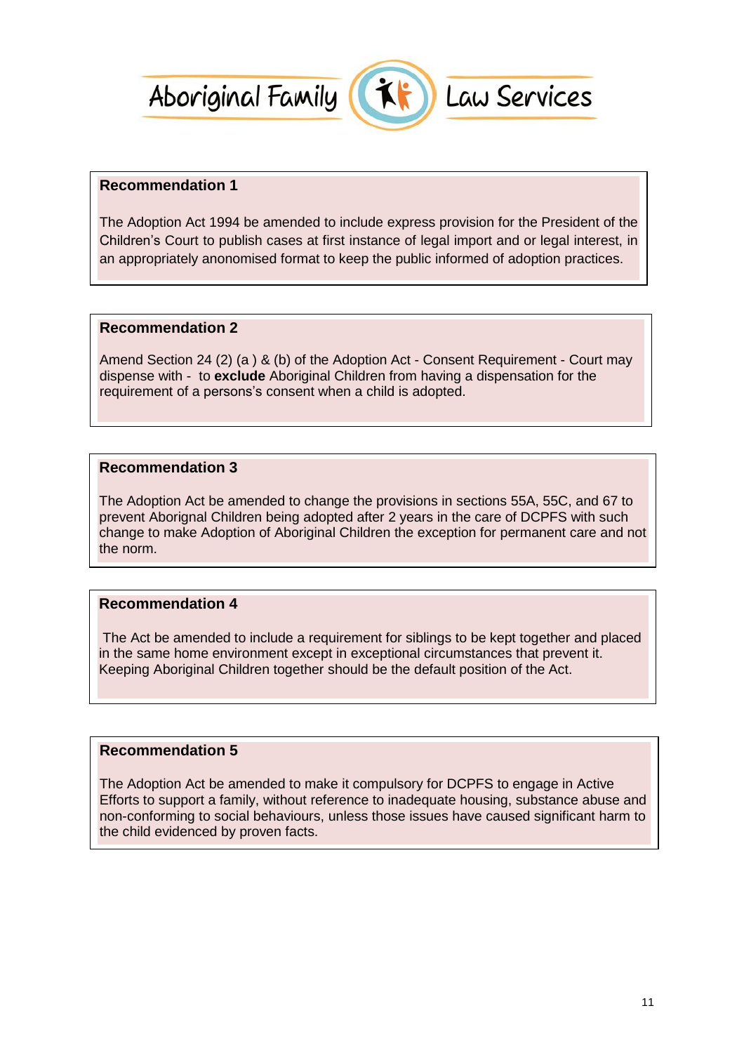**Recommendation 1**

The Adoption Act 1994 be amended to include express provision for the President of the Children's Court to publish cases at first instance of legal import and or legal interest, in an appropriately anonomised format to keep the public informed of adoption practices.

**Recommendation 2**

Amend Section 24 (2) (a ) & (b) of the Adoption Act - Consent Requirement - Court may dispense with - to **exclude** Aboriginal Children from having a dispensation for the requirement of a persons's consent when a child is adopted.

**Recommendation 3**

The Adoption Act be amended to change the provisions in sections 55A, 55C, and 67 to prevent Aborignal Children being adopted after 2 years in the care of DCPFS with such change to make Adoption of Aboriginal Children the exception for permanent care and not the norm.

**Recommendation 4**

The Act be amended to include a requirement for siblings to be kept together and placed in the same home environment except in exceptional circumstances that prevent it. Keeping Aboriginal Children together should be the default position of the Act.

**Recommendation 5**

The Adoption Act be amended to make it compulsory for DCPFS to engage in Active Efforts to support a family, without reference to inadequate housing, substance abuse and non-conforming to social behaviours, unless those issues have caused significant harm to the child evidenced by proven facts.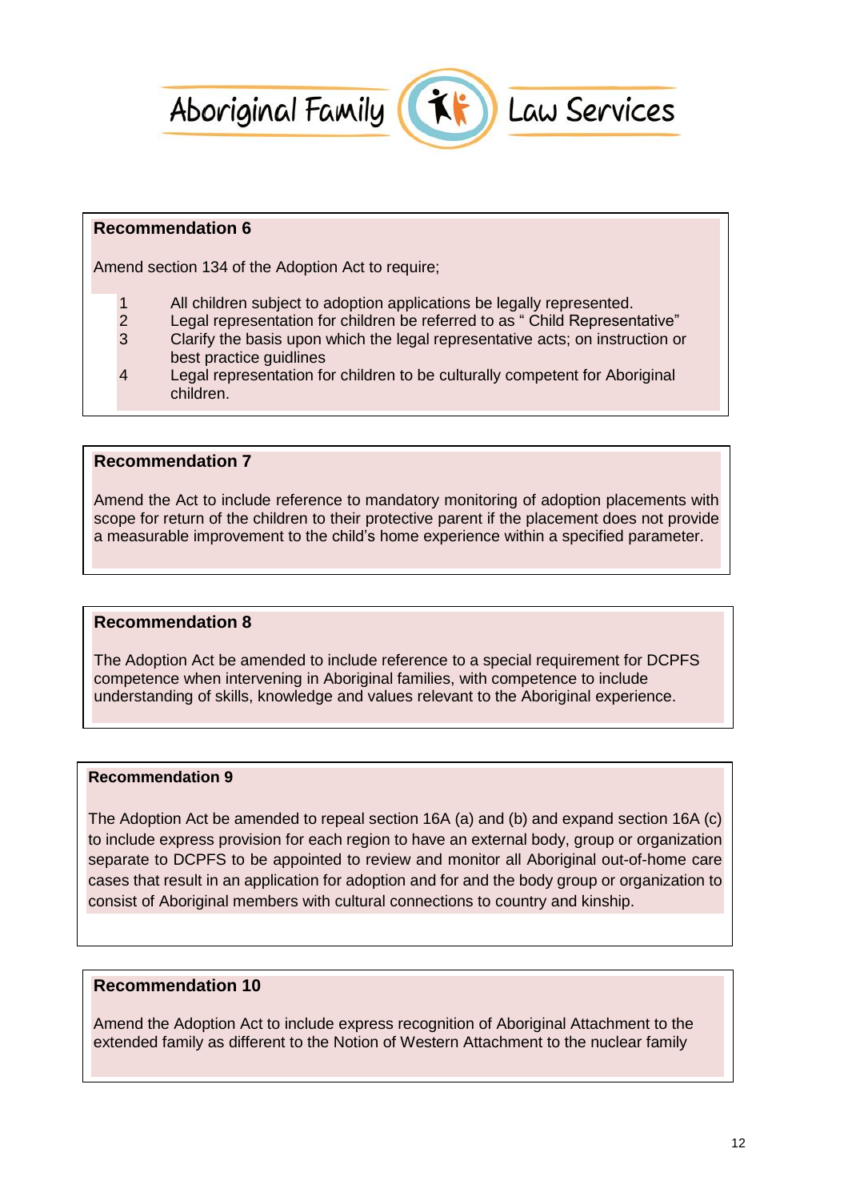**Recommendation 6**

Amend section 134 of the Adoption Act to require;

1. All children subject to adoption applications be legally represented.
2. Legal representation for children be referred to as " Child Representative"
3. Clarify the basis upon which the legal representative acts; on instruction or best practice guidlines
4. Legal representation for children to be culturally competent for Aboriginal children.

**Recommendation 7**

Amend the Act to include reference to mandatory monitoring of adoption placements with scope for return of the children to their protective parent if the placement does not provide a measurable improvement to the child's home experience within a specified parameter.

**Recommendation 8**

The Adoption Act be amended to include reference to a special requirement for DCPFS competence when intervening in Aboriginal families, with competence to include understanding of skills, knowledge and values relevant to the Aboriginal experience.

**Recommendation 9**

The Adoption Act be amended to repeal section 16A (a) and (b) and expand section 16A (c) to include express provision for each region to have an external body, group or organization separate to DCPFS to be appointed to review and monitor all Aboriginal out-of-home care cases that result in an application for adoption and for and the body group or organization to consist of Aboriginal members with cultural connections to country and kinship.

**Recommendation 10**

Amend the Adoption Act to include express recognition of Aboriginal Attachment to the extended family as different to the Notion of Western Attachment to the nuclear family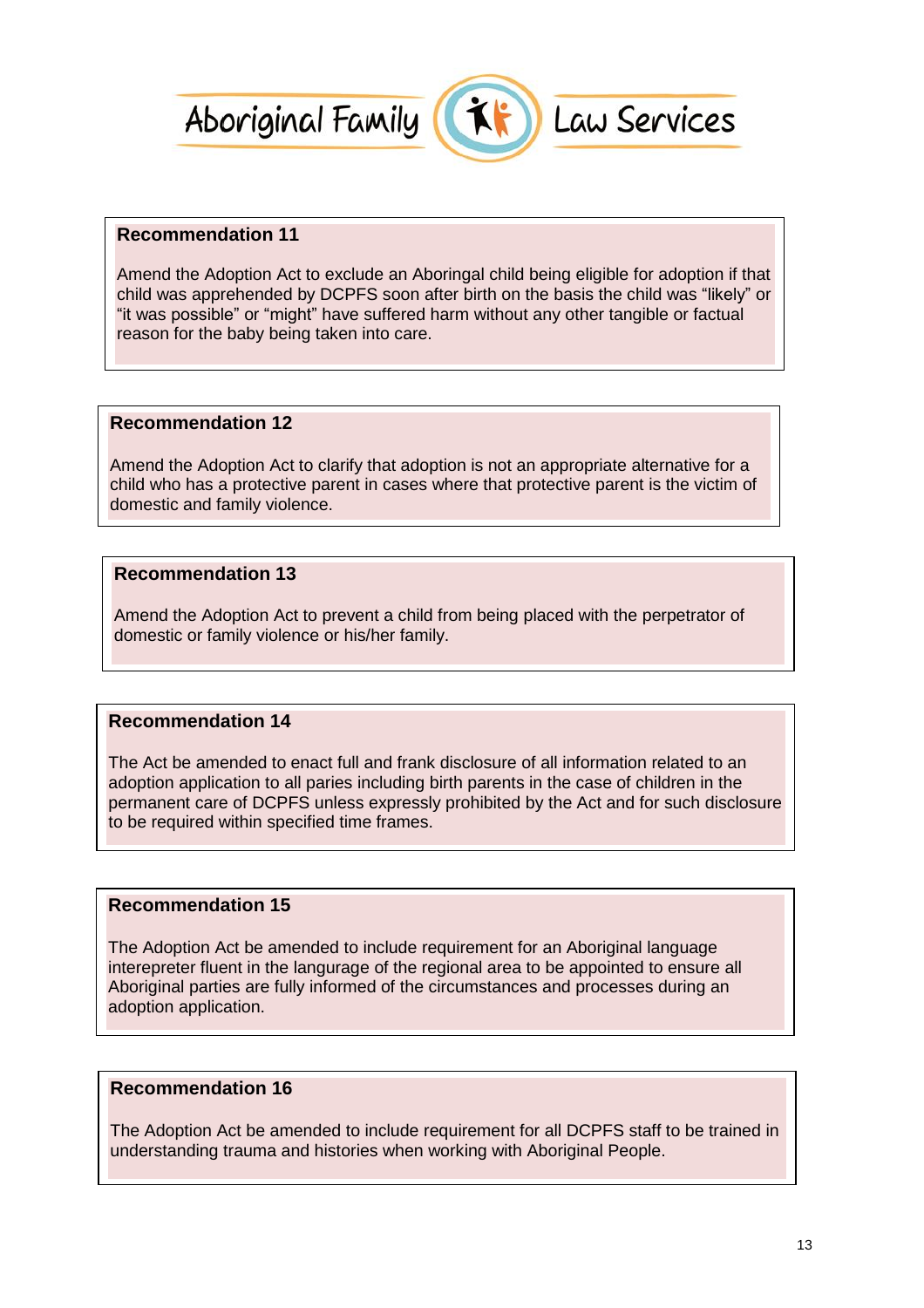**Recommendation 11**

Amend the Adoption Act to exclude an Aboringal child being eligible for adoption if that child was apprehended by DCPFS soon after birth on the basis the child was "likely" or "it was possible" or "might" have suffered harm without any other tangible or factual reason for the baby being taken into care.

**Recommendation 12**

Amend the Adoption Act to clarify that adoption is not an appropriate alternative for a child who has a protective parent in cases where that protective parent is the victim of domestic and family violence.

**Recommendation 13**

Amend the Adoption Act to prevent a child from being placed with the perpetrator of domestic or family violence or his/her family.

**Recommendation 14**

The Act be amended to enact full and frank disclosure of all information related to an adoption application to all paries including birth parents in the case of children in the permanent care of DCPFS unless expressly prohibited by the Act and for such disclosure to be required within specified time frames.

**Recommendation 15**

The Adoption Act be amended to include requirement for an Aboriginal language interepreter fluent in the langurage of the regional area to be appointed to ensure all Aboriginal parties are fully informed of the circumstances and processes during an adoption application.

**Recommendation 16**

The Adoption Act be amended to include requirement for all DCPFS staff to be trained in understanding trauma and histories when working with Aboriginal People.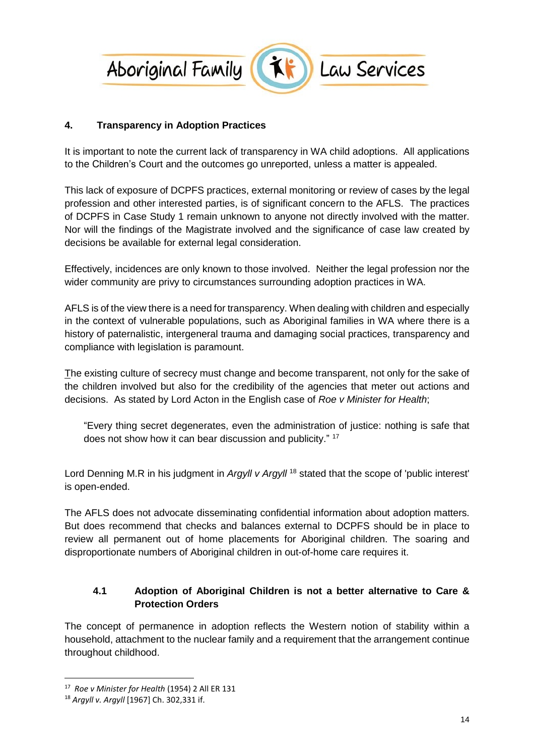## 4. Transparency in Adoption Practices

It is important to note the current lack of transparency in WA child adoptions. All applications to the Children's Court and the outcomes go unreported, unless a matter is appealed.

This lack of exposure of DCPFS practices, external monitoring or review of cases by the legal profession and other interested parties, is of significant concern to the AFLS. The practices of DCPFS in Case Study 1 remain unknown to anyone not directly involved with the matter. Nor will the findings of the Magistrate involved and the significance of case law created by decisions be available for external legal consideration.

Effectively, incidences are only known to those involved. Neither the legal profession nor the wider community are privy to circumstances surrounding adoption practices in WA.

AFLS is of the view there is a need for transparency. When dealing with children and especially in the context of vulnerable populations, such as Aboriginal families in WA where there is a history of paternalistic, intergeneral trauma and damaging social practices, transparency and compliance with legislation is paramount.

The existing culture of secrecy must change and become transparent, not only for the sake of the children involved but also for the credibility of the agencies that meter out actions and decisions. As stated by Lord Acton in the English case of *Roe v Minister for Health*;

> "Every thing secret degenerates, even the administration of justice: nothing is safe that does not show how it can bear discussion and publicity." [17]

Lord Denning M.R in his judgment in *Argyll v Argyll* [18] stated that the scope of 'public interest' is open-ended.

The AFLS does not advocate disseminating confidential information about adoption matters. But does recommend that checks and balances external to DCPFS should be in place to review all permanent out of home placements for Aboriginal children. The soaring and disproportionate numbers of Aboriginal children in out-of-home care requires it.

### 4.1 Adoption of Aboriginal Children is not a better alternative to Care & Protection Orders

The concept of permanence in adoption reflects the Western notion of stability within a household, attachment to the nuclear family and a requirement that the arrangement continue throughout childhood.

---

[17] *Roe v Minister for Health* (1954) 2 All ER 131

[18] *Argyll v. Argyll* [1967] Ch. 302,331 if.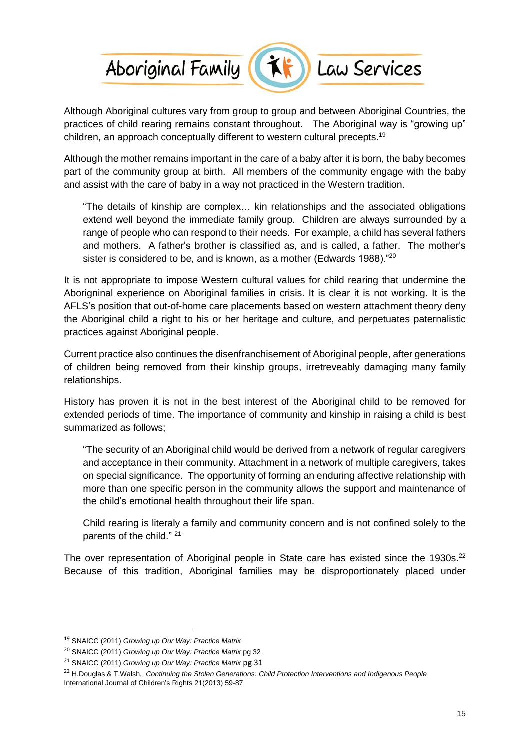Although Aboriginal cultures vary from group to group and between Aboriginal Countries, the practices of child rearing remains constant throughout. The Aboriginal way is "growing up" children, an approach conceptually different to western cultural precepts.[19]

Although the mother remains important in the care of a baby after it is born, the baby becomes part of the community group at birth. All members of the community engage with the baby and assist with the care of baby in a way not practiced in the Western tradition.

> "The details of kinship are complex… kin relationships and the associated obligations extend well beyond the immediate family group. Children are always surrounded by a range of people who can respond to their needs. For example, a child has several fathers and mothers. A father's brother is classified as, and is called, a father. The mother's sister is considered to be, and is known, as a mother (Edwards 1988)."[20]

It is not appropriate to impose Western cultural values for child rearing that undermine the Aborignninal experience on Aboriginal families in crisis. It is clear it is not working. It is the AFLS's position that out-of-home care placements based on western attachment theory deny the Aboriginal child a right to his or her heritage and culture, and perpetuates paternalistic practices against Aboriginal people.

Current practice also continues the disenfranchisement of Aboriginal people, after generations of children being removed from their kinship groups, irretreveably damaging many family relationships.

History has proven it is not in the best interest of the Aboriginal child to be removed for extended periods of time. The importance of community and kinship in raising a child is best summarized as follows;

> "The security of an Aboriginal child would be derived from a network of regular caregivers and acceptance in their community. Attachment in a network of multiple caregivers, takes on special significance. The opportunity of forming an enduring affective relationship with more than one specific person in the community allows the support and maintenance of the child's emotional health throughout their life span.
>
> Child rearing is literaly a family and community concern and is not confined solely to the parents of the child." [21]

The over representation of Aboriginal people in State care has existed since the 1930s.[22] Because of this tradition, Aboriginal families may be disproportionately placed under

---

[19] SNAICC (2011) *Growing up Our Way: Practice Matrix*

[20] SNAICC (2011) *Growing up Our Way: Practice Matrix* pg 32

[21] SNAICC (2011) *Growing up Our Way: Practice Matrix* pg 31

[22] H.Douglas & T.Walsh, *Continuing the Stolen Generations: Child Protection Interventions and Indigenous People* International Journal of Children's Rights 21(2013) 59-87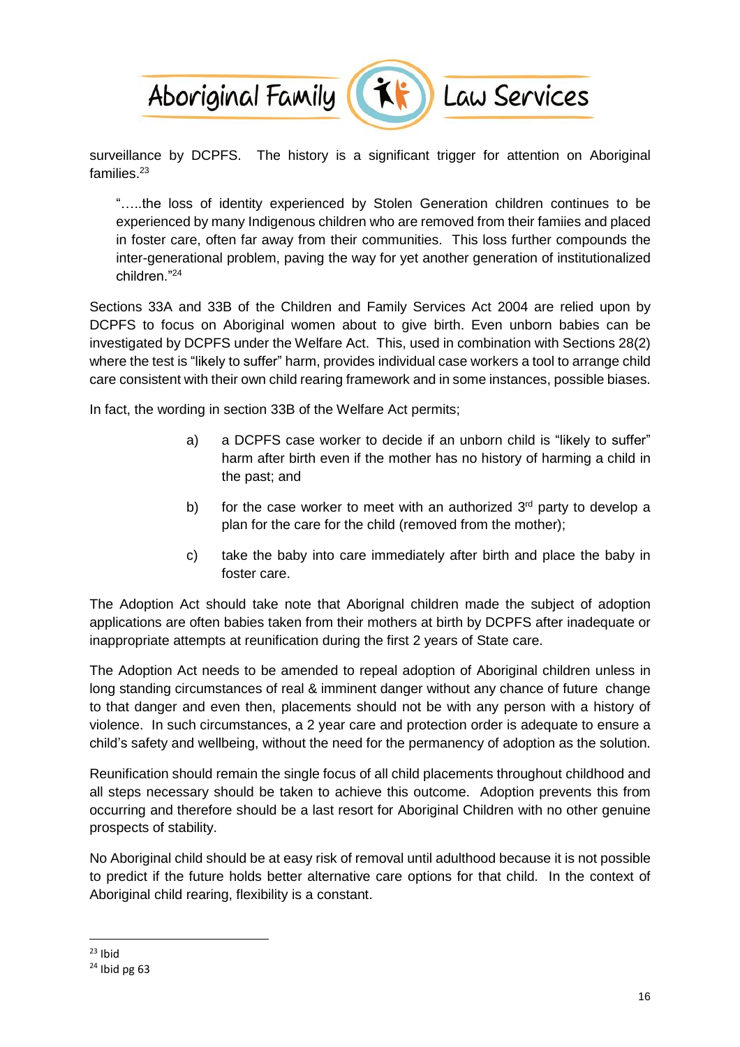surveillance by DCPFS. The history is a significant trigger for attention on Aboriginal families.[23]

> ".....the loss of identity experienced by Stolen Generation children continues to be experienced by many Indigenous children who are removed from their famiies and placed in foster care, often far away from their communities. This loss further compounds the inter-generational problem, paving the way for yet another generation of institutionalized children."[24]

Sections 33A and 33B of the Children and Family Services Act 2004 are relied upon by DCPFS to focus on Aboriginal women about to give birth. Even unborn babies can be investigated by DCPFS under the Welfare Act. This, used in combination with Sections 28(2) where the test is "likely to suffer" harm, provides individual case workers a tool to arrange child care consistent with their own child rearing framework and in some instances, possible biases.

In fact, the wording in section 33B of the Welfare Act permits;

a) a DCPFS case worker to decide if an unborn child is "likely to suffer" harm after birth even if the mother has no history of harming a child in the past; and

b) for the case worker to meet with an authorized 3rd party to develop a plan for the care for the child (removed from the mother);

c) take the baby into care immediately after birth and place the baby in foster care.

The Adoption Act should take note that Aborignal children made the subject of adoption applications are often babies taken from their mothers at birth by DCPFS after inadequate or inappropriate attempts at reunification during the first 2 years of State care.

The Adoption Act needs to be amended to repeal adoption of Aboriginal children unless in long standing circumstances of real & imminent danger without any chance of future change to that danger and even then, placements should not be with any person with a history of violence. In such circumstances, a 2 year care and protection order is adequate to ensure a child's safety and wellbeing, without the need for the permanency of adoption as the solution.

Reunification should remain the single focus of all child placements throughout childhood and all steps necessary should be taken to achieve this outcome. Adoption prevents this from occurring and therefore should be a last resort for Aboriginal Children with no other genuine prospects of stability.

No Aboriginal child should be at easy risk of removal until adulthood because it is not possible to predict if the future holds better alternative care options for that child. In the context of Aboriginal child rearing, flexibility is a constant.

[23] Ibid

[24] Ibid pg 63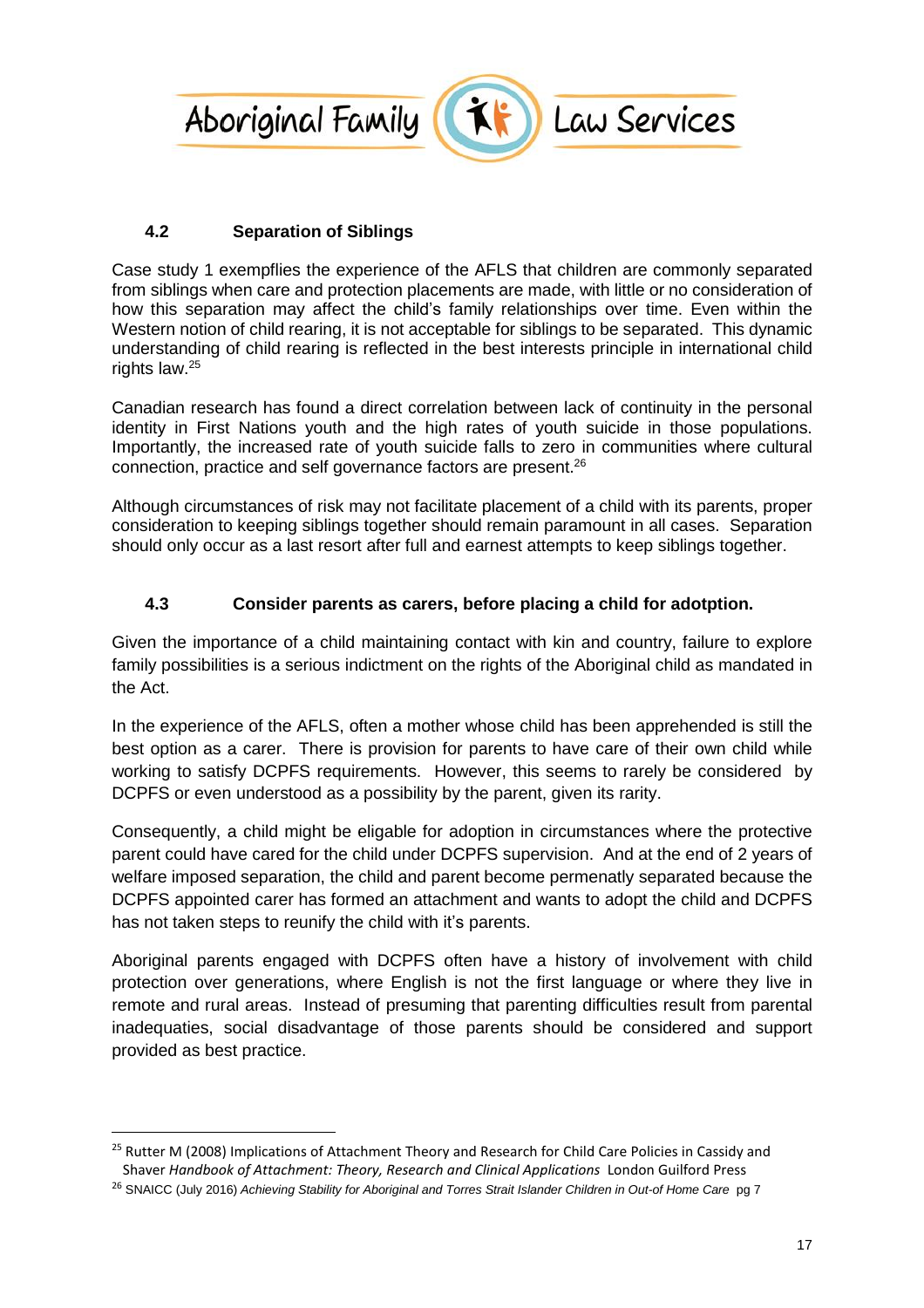### 4.2 Separation of Siblings

Case study 1 exempflies the experience of the AFLS that children are commonly separated from siblings when care and protection placements are made, with little or no consideration of how this separation may affect the child's family relationships over time. Even within the Western notion of child rearing, it is not acceptable for siblings to be separated. This dynamic understanding of child rearing is reflected in the best interests principle in international child rights law.[25]

Canadian research has found a direct correlation between lack of continuity in the personal identity in First Nations youth and the high rates of youth suicide in those populations. Importantly, the increased rate of youth suicide falls to zero in communities where cultural connection, practice and self governance factors are present.[26]

Although circumstances of risk may not facilitate placement of a child with its parents, proper consideration to keeping siblings together should remain paramount in all cases. Separation should only occur as a last resort after full and earnest attempts to keep siblings together.

### 4.3 Consider parents as carers, before placing a child for adotption.

Given the importance of a child maintaining contact with kin and country, failure to explore family possibilities is a serious indictment on the rights of the Aboriginal child as mandated in the Act.

In the experience of the AFLS, often a mother whose child has been apprehended is still the best option as a carer. There is provision for parents to have care of their own child while working to satisfy DCPFS requirements. However, this seems to rarely be considered by DCPFS or even understood as a possibility by the parent, given its rarity.

Consequently, a child might be eligable for adoption in circumstances where the protective parent could have cared for the child under DCPFS supervision. And at the end of 2 years of welfare imposed separation, the child and parent become permenatly separated because the DCPFS appointed carer has formed an attachment and wants to adopt the child and DCPFS has not taken steps to reunify the child with it's parents.

Aboriginal parents engaged with DCPFS often have a history of involvement with child protection over generations, where English is not the first language or where they live in remote and rural areas. Instead of presuming that parenting difficulties result from parental inadequaties, social disadvantage of those parents should be considered and support provided as best practice.

---

[25] Rutter M (2008) Implications of Attachment Theory and Research for Child Care Policies in Cassidy and Shaver *Handbook of Attachment: Theory, Research and Clinical Applications* London Guilford Press

[26] SNAICC (July 2016) *Achieving Stability for Aboriginal and Torres Strait Islander Children in Out-of Home Care* pg 7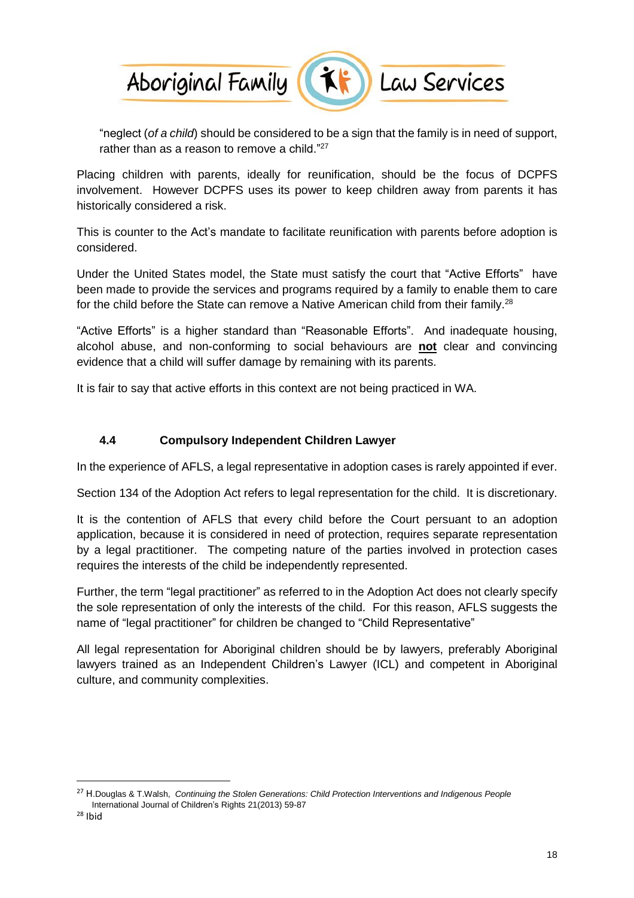"neglect (*of a child*) should be considered to be a sign that the family is in need of support, rather than as a reason to remove a child."[27]

Placing children with parents, ideally for reunification, should be the focus of DCPFS involvement. However DCPFS uses its power to keep children away from parents it has historically considered a risk.

This is counter to the Act's mandate to facilitate reunification with parents before adoption is considered.

Under the United States model, the State must satisfy the court that "Active Efforts" have been made to provide the services and programs required by a family to enable them to care for the child before the State can remove a Native American child from their family.[28]

"Active Efforts" is a higher standard than "Reasonable Efforts". And inadequate housing, alcohol abuse, and non-conforming to social behaviours are **not** clear and convincing evidence that a child will suffer damage by remaining with its parents.

It is fair to say that active efforts in this context are not being practiced in WA.

### 4.4 Compulsory Independent Children Lawyer

In the experience of AFLS, a legal representative in adoption cases is rarely appointed if ever.

Section 134 of the Adoption Act refers to legal representation for the child. It is discretionary.

It is the contention of AFLS that every child before the Court persuant to an adoption application, because it is considered in need of protection, requires separate representation by a legal practitioner. The competing nature of the parties involved in protection cases requires the interests of the child be independently represented.

Further, the term "legal practitioner" as referred to in the Adoption Act does not clearly specify the sole representation of only the interests of the child. For this reason, AFLS suggests the name of "legal practitioner" for children be changed to "Child Representative"

All legal representation for Aboriginal children should be by lawyers, preferably Aboriginal lawyers trained as an Independent Children's Lawyer (ICL) and competent in Aboriginal culture, and community complexities.

---

[27] H.Douglas & T.Walsh, *Continuing the Stolen Generations: Child Protection Interventions and Indigenous People* International Journal of Children's Rights 21(2013) 59-87

[28] Ibid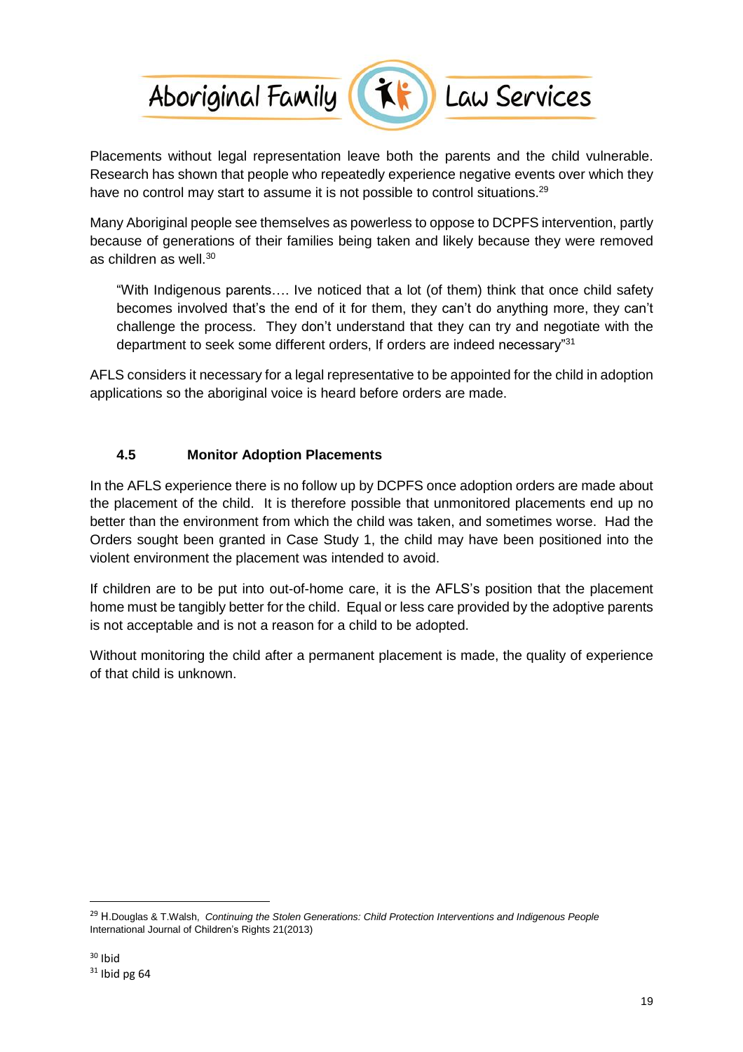Placements without legal representation leave both the parents and the child vulnerable. Research has shown that people who repeatedly experience negative events over which they have no control may start to assume it is not possible to control situations.[29]

Many Aboriginal people see themselves as powerless to oppose to DCPFS intervention, partly because of generations of their families being taken and likely because they were removed as children as well.[30]

> "With Indigenous parents…. Ive noticed that a lot (of them) think that once child safety becomes involved that's the end of it for them, they can't do anything more, they can't challenge the process. They don't understand that they can try and negotiate with the department to seek some different orders, If orders are indeed necessary"[31]

AFLS considers it necessary for a legal representative to be appointed for the child in adoption applications so the aboriginal voice is heard before orders are made.

### 4.5 Monitor Adoption Placements

In the AFLS experience there is no follow up by DCPFS once adoption orders are made about the placement of the child. It is therefore possible that unmonitored placements end up no better than the environment from which the child was taken, and sometimes worse. Had the Orders sought been granted in Case Study 1, the child may have been positioned into the violent environment the placement was intended to avoid.

If children are to be put into out-of-home care, it is the AFLS's position that the placement home must be tangibly better for the child. Equal or less care provided by the adoptive parents is not acceptable and is not a reason for a child to be adopted.

Without monitoring the child after a permanent placement is made, the quality of experience of that child is unknown.

---

[29] H.Douglas & T.Walsh, *Continuing the Stolen Generations: Child Protection Interventions and Indigenous People* International Journal of Children's Rights 21(2013)

[30] Ibid

[31] Ibid pg 64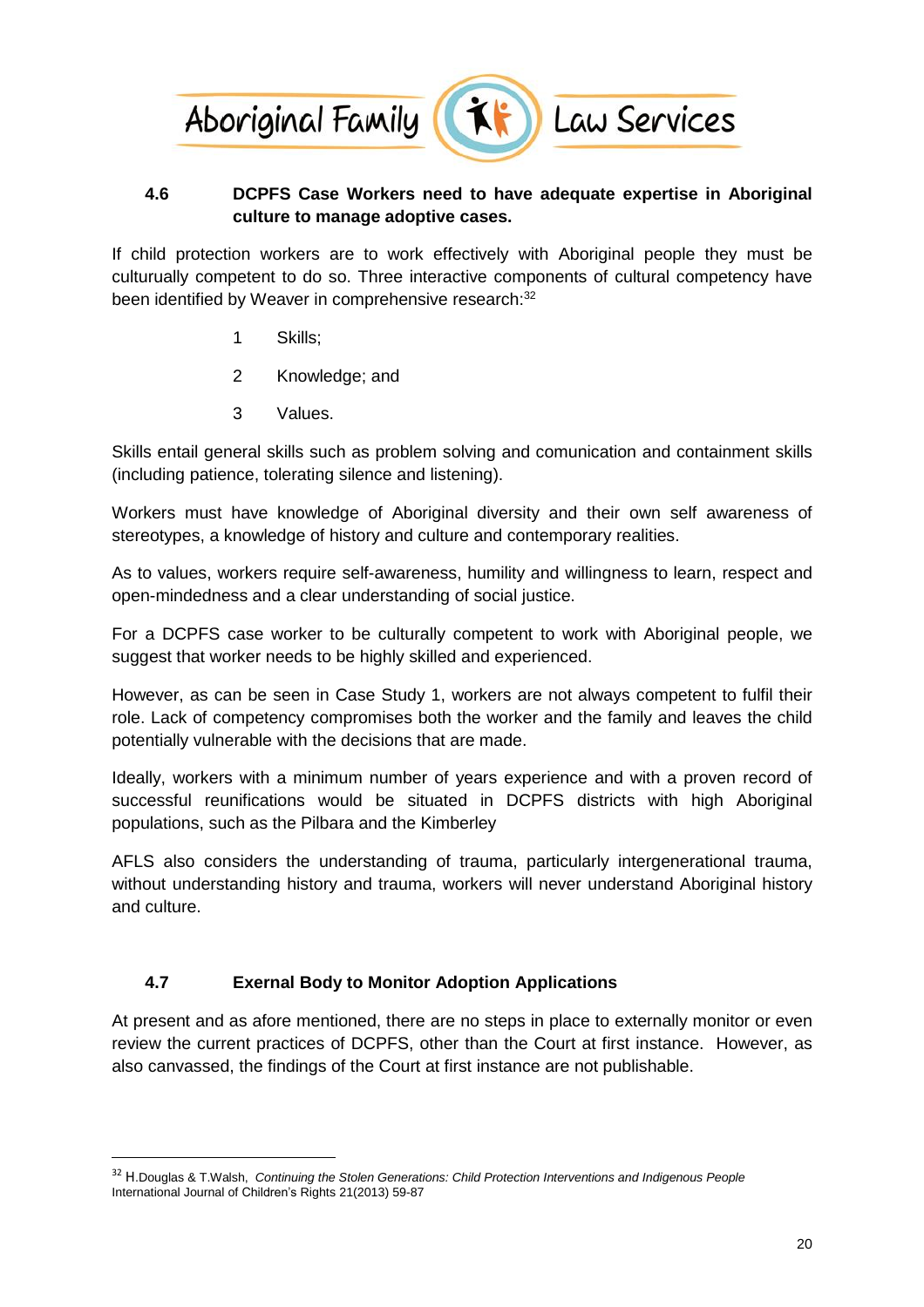### 4.6 DCPFS Case Workers need to have adequate expertise in Aboriginal culture to manage adoptive cases.

If child protection workers are to work effectively with Aboriginal people they must be culturally competent to do so. Three interactive components of cultural competency have been identified by Weaver in comprehensive research:[32]

1. Skills;
2. Knowledge; and
3. Values.

Skills entail general skills such as problem solving and comunication and containment skills (including patience, tolerating silence and listening).

Workers must have knowledge of Aboriginal diversity and their own self awareness of stereotypes, a knowledge of history and culture and contemporary realities.

As to values, workers require self-awareness, humility and willingness to learn, respect and open-mindedness and a clear understanding of social justice.

For a DCPFS case worker to be culturally competent to work with Aboriginal people, we suggest that worker needs to be highly skilled and experienced.

However, as can be seen in Case Study 1, workers are not always competent to fulfil their role. Lack of competency compromises both the worker and the family and leaves the child potentially vulnerable with the decisions that are made.

Ideally, workers with a minimum number of years experience and with a proven record of successful reunifications would be situated in DCPFS districts with high Aboriginal populations, such as the Pilbara and the Kimberley

AFLS also considers the understanding of trauma, particularly intergenerational trauma, without understanding history and trauma, workers will never understand Aboriginal history and culture.

### 4.7 Exernal Body to Monitor Adoption Applications

At present and as afore mentioned, there are no steps in place to externally monitor or even review the current practices of DCPFS, other than the Court at first instance. However, as also canvassed, the findings of the Court at first instance are not publishable.

---

[32] H.Douglas & T.Walsh, *Continuing the Stolen Generations: Child Protection Interventions and Indigenous People* International Journal of Children's Rights 21(2013) 59-87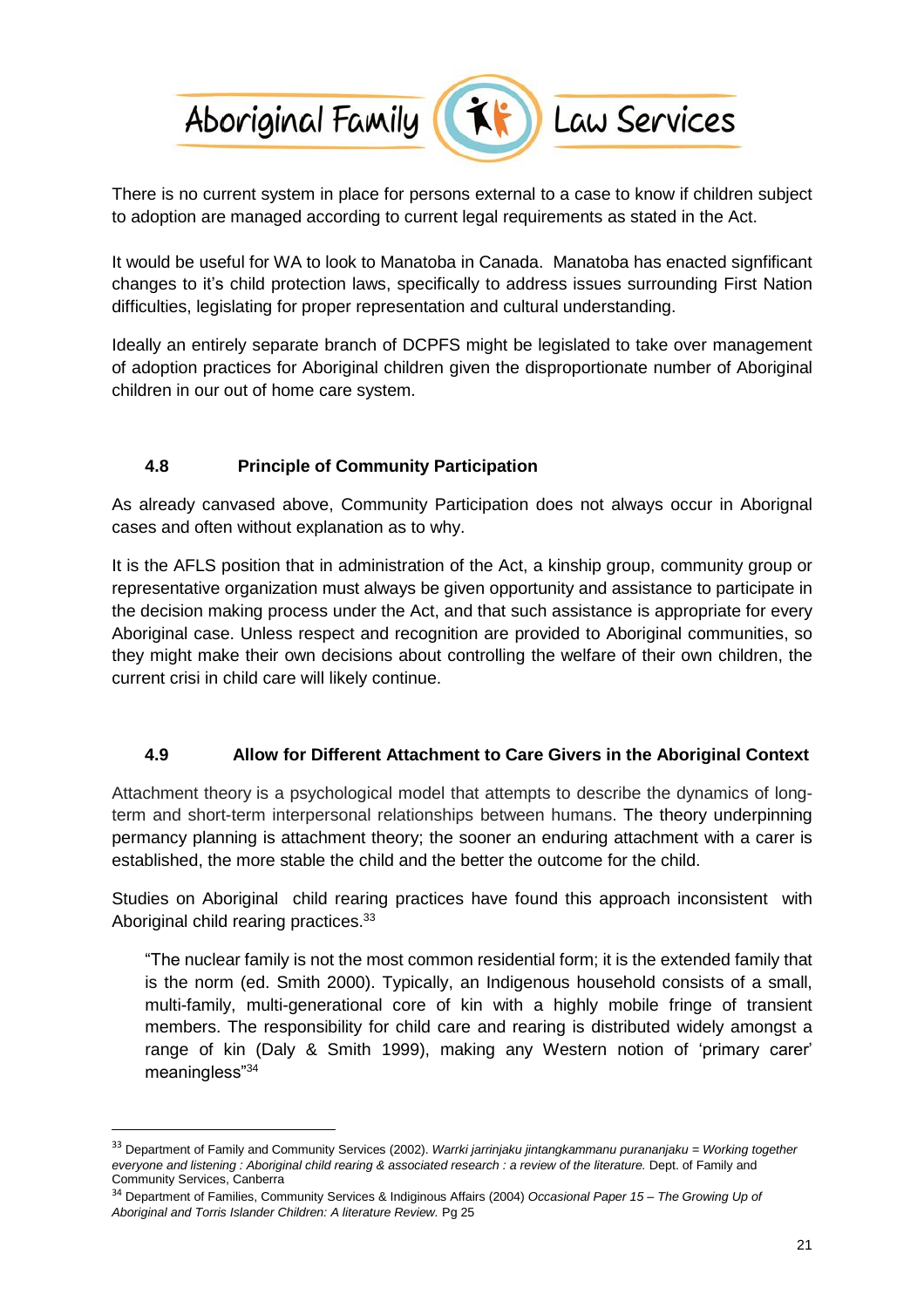There is no current system in place for persons external to a case to know if children subject to adoption are managed according to current legal requirements as stated in the Act.

It would be useful for WA to look to Manatoba in Canada. Manatoba has enacted signfificant changes to it's child protection laws, specifically to address issues surrounding First Nation difficulties, legislating for proper representation and cultural understanding.

Ideally an entirely separate branch of DCPFS might be legislated to take over management of adoption practices for Aboriginal children given the disproportionate number of Aboriginal children in our out of home care system.

### 4.8 Principle of Community Participation

As already canvased above, Community Participation does not always occur in Aborignal cases and often without explanation as to why.

It is the AFLS position that in administration of the Act, a kinship group, community group or representative organization must always be given opportunity and assistance to participate in the decision making process under the Act, and that such assistance is appropriate for every Aboriginal case. Unless respect and recognition are provided to Aboriginal communities, so they might make their own decisions about controlling the welfare of their own children, the current crisi in child care will likely continue.

### 4.9 Allow for Different Attachment to Care Givers in the Aboriginal Context

Attachment theory is a psychological model that attempts to describe the dynamics of long-term and short-term interpersonal relationships between humans. The theory underpinning permancy planning is attachment theory; the sooner an enduring attachment with a carer is established, the more stable the child and the better the outcome for the child.

Studies on Aboriginal child rearing practices have found this approach inconsistent with Aboriginal child rearing practices.[33]

> "The nuclear family is not the most common residential form; it is the extended family that is the norm (ed. Smith 2000). Typically, an Indigenous household consists of a small, multi-family, multi-generational core of kin with a highly mobile fringe of transient members. The responsibility for child care and rearing is distributed widely amongst a range of kin (Daly & Smith 1999), making any Western notion of 'primary carer' meaningless"[34]

---

[33] Department of Family and Community Services (2002). *Warrki jarrinjaku jintangkammanu purananjaku = Working together everyone and listening : Aboriginal child rearing & associated research : a review of the literature.* Dept. of Family and Community Services, Canberra

[34] Department of Families, Community Services & Indiginous Affairs (2004) *Occasional Paper 15 – The Growing Up of Aboriginal and Torris Islander Children: A literature Review.* Pg 25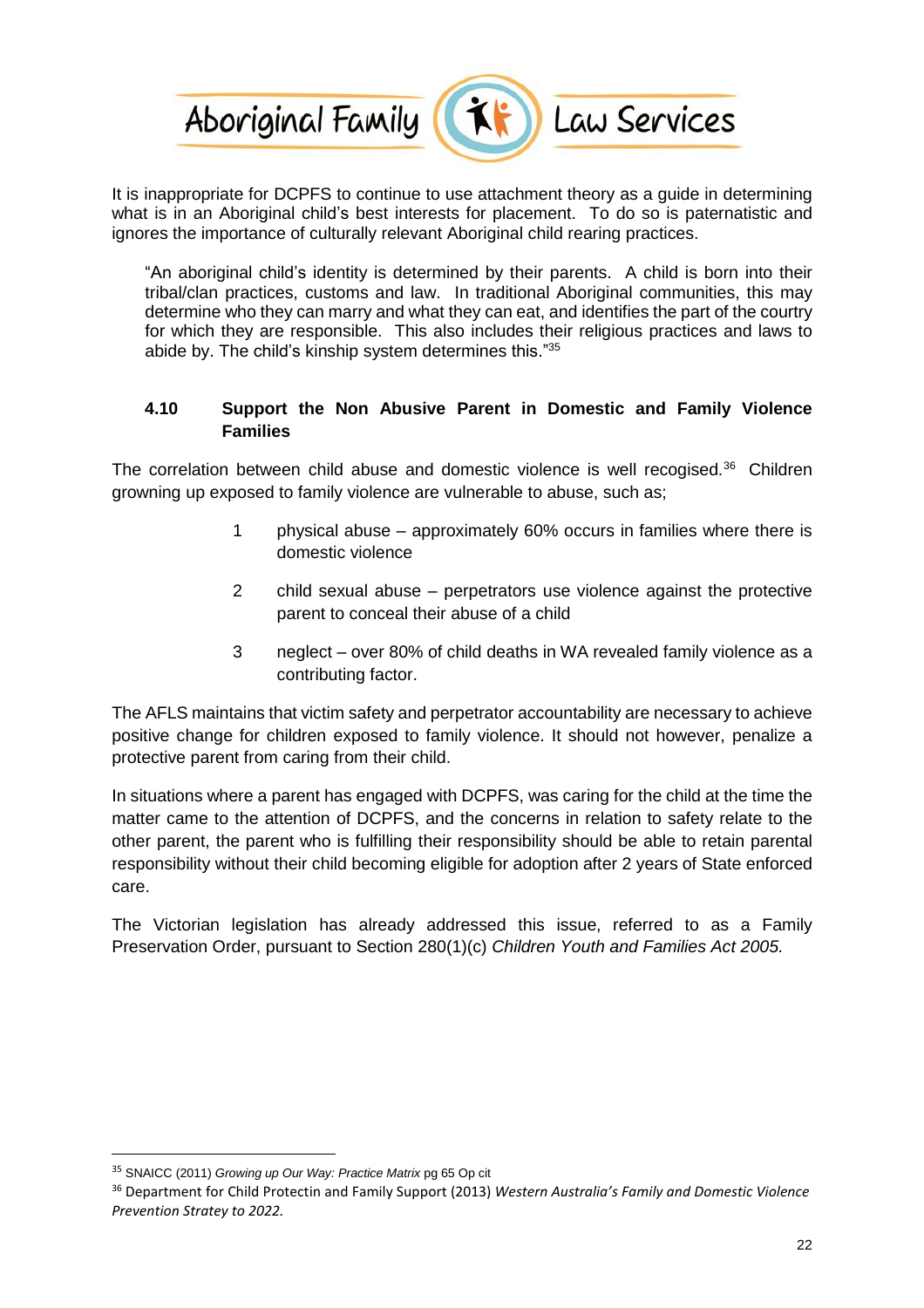It is inappropriate for DCPFS to continue to use attachment theory as a guide in determining what is in an Aboriginal child's best interests for placement. To do so is paternalistic and ignores the importance of culturally relevant Aboriginal child rearing practices.

> "An aboriginal child's identity is determined by their parents. A child is born into their tribal/clan practices, customs and law. In traditional Aboriginal communities, this may determine who they can marry and what they can eat, and identifies the part of the courtry for which they are responsible. This also includes their religious practices and laws to abide by. The child's kinship system determines this."[35]

### 4.10 Support the Non Abusive Parent in Domestic and Family Violence Families

The correlation between child abuse and domestic violence is well recogised.[36] Children growning up exposed to family violence are vulnerable to abuse, such as;

1. physical abuse – approximately 60% occurs in families where there is domestic violence
2. child sexual abuse – perpetrators use violence against the protective parent to conceal their abuse of a child
3. neglect – over 80% of child deaths in WA revealed family violence as a contributing factor.

The AFLS maintains that victim safety and perpetrator accountability are necessary to achieve positive change for children exposed to family violence. It should not however, penalize a protective parent from caring from their child.

In situations where a parent has engaged with DCPFS, was caring for the child at the time the matter came to the attention of DCPFS, and the concerns in relation to safety relate to the other parent, the parent who is fulfilling their responsibility should be able to retain parental responsibility without their child becoming eligible for adoption after 2 years of State enforced care.

The Victorian legislation has already addressed this issue, referred to as a Family Preservation Order, pursuant to Section 280(1)(c) *Children Youth and Families Act 2005.*

---

[35] SNAICC (2011) *Growing up Our Way: Practice Matrix* pg 65 Op cit

[36] Department for Child Protectin and Family Support (2013) *Western Australia's Family and Domestic Violence Prevention Stratey to 2022.*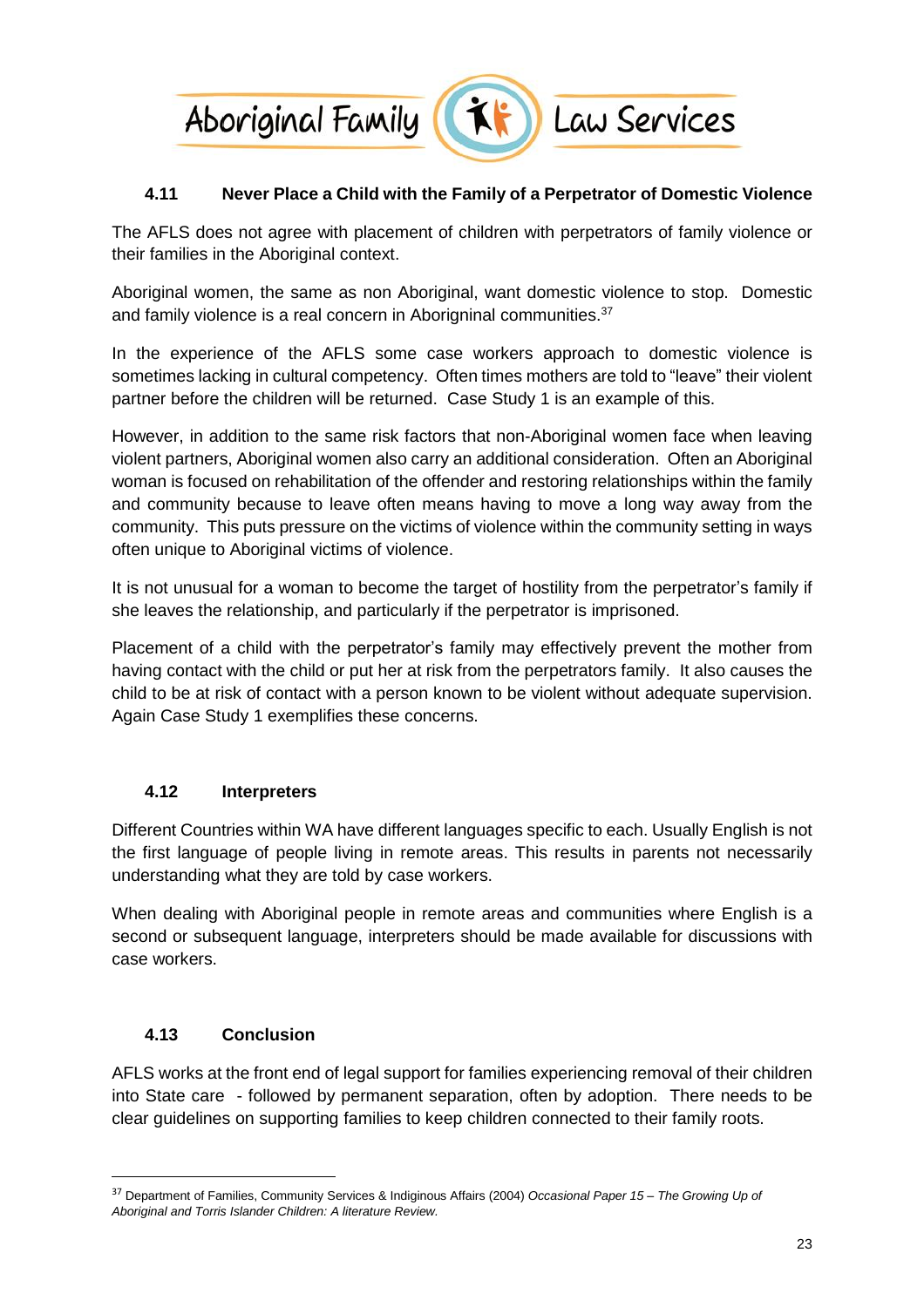### 4.11 Never Place a Child with the Family of a Perpetrator of Domestic Violence

The AFLS does not agree with placement of children with perpetrators of family violence or their families in the Aboriginal context.

Aboriginal women, the same as non Aboriginal, want domestic violence to stop. Domestic and family violence is a real concern in Aborigninal communities.[37]

In the experience of the AFLS some case workers approach to domestic violence is sometimes lacking in cultural competency. Often times mothers are told to "leave" their violent partner before the children will be returned. Case Study 1 is an example of this.

However, in addition to the same risk factors that non-Aboriginal women face when leaving violent partners, Aboriginal women also carry an additional consideration. Often an Aboriginal woman is focused on rehabilitation of the offender and restoring relationships within the family and community because to leave often means having to move a long way away from the community. This puts pressure on the victims of violence within the community setting in ways often unique to Aboriginal victims of violence.

It is not unusual for a woman to become the target of hostility from the perpetrator's family if she leaves the relationship, and particularly if the perpetrator is imprisoned.

Placement of a child with the perpetrator's family may effectively prevent the mother from having contact with the child or put her at risk from the perpetrators family. It also causes the child to be at risk of contact with a person known to be violent without adequate supervision. Again Case Study 1 exemplifies these concerns.

### 4.12 Interpreters

Different Countries within WA have different languages specific to each. Usually English is not the first language of people living in remote areas. This results in parents not necessarily understanding what they are told by case workers.

When dealing with Aboriginal people in remote areas and communities where English is a second or subsequent language, interpreters should be made available for discussions with case workers.

### 4.13 Conclusion

AFLS works at the front end of legal support for families experiencing removal of their children into State care - followed by permanent separation, often by adoption. There needs to be clear guidelines on supporting families to keep children connected to their family roots.

---

[37] Department of Families, Community Services & Indiginous Affairs (2004) *Occasional Paper 15 – The Growing Up of Aboriginal and Torris Islander Children: A literature Review.*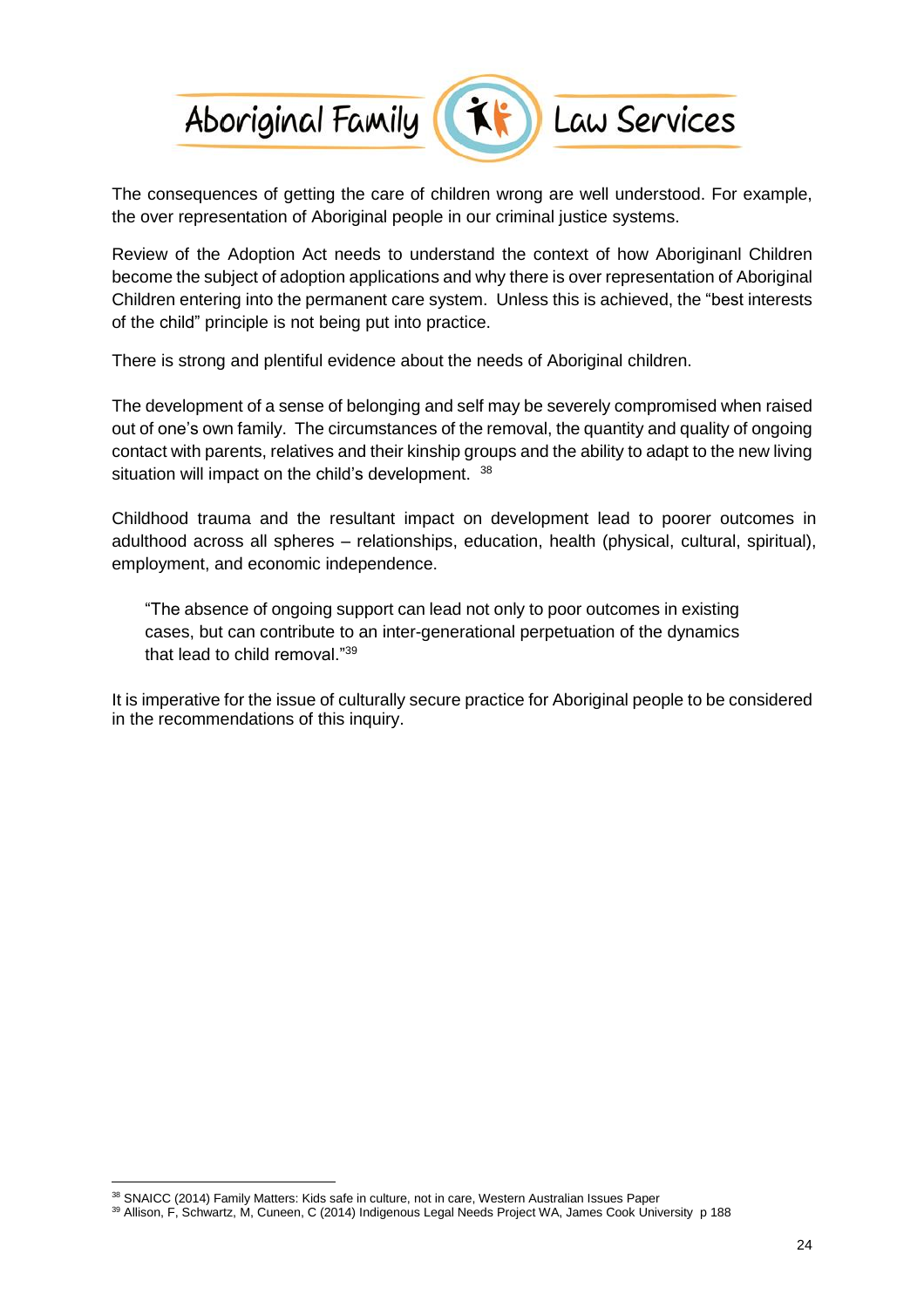The consequences of getting the care of children wrong are well understood. For example, the over representation of Aboriginal people in our criminal justice systems.

Review of the Adoption Act needs to understand the context of how Aboriginanl Children become the subject of adoption applications and why there is over representation of Aboriginal Children entering into the permanent care system. Unless this is achieved, the "best interests of the child" principle is not being put into practice.

There is strong and plentiful evidence about the needs of Aboriginal children.

The development of a sense of belonging and self may be severely compromised when raised out of one's own family. The circumstances of the removal, the quantity and quality of ongoing contact with parents, relatives and their kinship groups and the ability to adapt to the new living situation will impact on the child's development. [38]

Childhood trauma and the resultant impact on development lead to poorer outcomes in adulthood across all spheres – relationships, education, health (physical, cultural, spiritual), employment, and economic independence.

> "The absence of ongoing support can lead not only to poor outcomes in existing cases, but can contribute to an inter-generational perpetuation of the dynamics that lead to child removal."[39]

It is imperative for the issue of culturally secure practice for Aboriginal people to be considered in the recommendations of this inquiry.

---

[38] SNAICC (2014) Family Matters: Kids safe in culture, not in care, Western Australian Issues Paper

[39] Allison, F, Schwartz, M, Cuneen, C (2014) Indigenous Legal Needs Project WA, James Cook University p 188